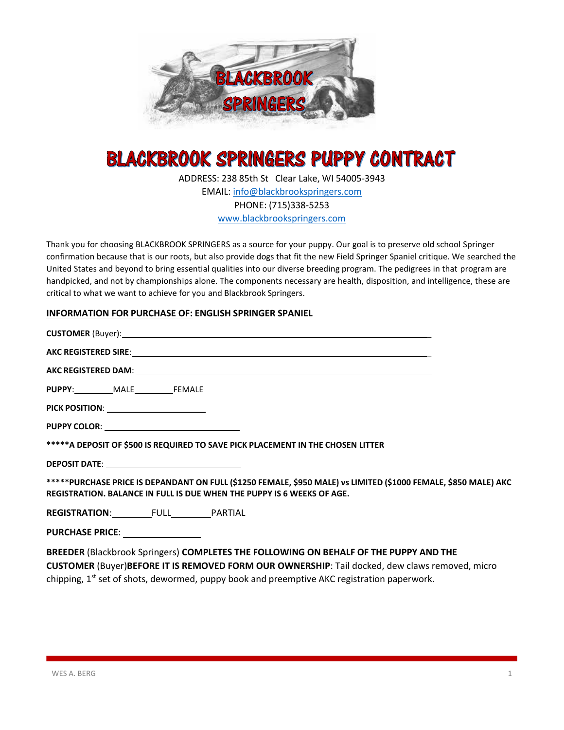# BLACKBROOK SPRINGERS PUPPY CONTRACT

ADDRESS: 238 85th St Clear Lake, WI 54005-3943
EMAIL: info@blackbrookspringers.com
PHONE: (715)338-5253
www.blackbrookspringers.com

Thank you for choosing BLACKBROOK SPRINGERS as a source for your puppy. Our goal is to preserve old school Springer confirmation because that is our roots, but also provide dogs that fit the new Field Springer Spaniel critique. We searched the United States and beyond to bring essential qualities into our diverse breeding program. The pedigrees in that program are handpicked, and not by championships alone. The components necessary are health, disposition, and intelligence, these are critical to what we want to achieve for you and Blackbrook Springers.

**INFORMATION FOR PURCHASE OF: ENGLISH SPRINGER SPANIEL**

**CUSTOMER** (Buyer): ______________________________

**AKC REGISTERED SIRE**: ______________________________

**AKC REGISTERED DAM**: ______________________________

**PUPPY**: ________MALE ________FEMALE

**PICK POSITION**: ____________________

**PUPPY COLOR**: ____________________

**\*\*\*\*\*A DEPOSIT OF $500 IS REQUIRED TO SAVE PICK PLACEMENT IN THE CHOSEN LITTER**

**DEPOSIT DATE**: ____________________

**\*\*\*\*\*PURCHASE PRICE IS DEPANDANT ON FULL ($1250 FEMALE, $950 MALE) vs LIMITED ($1000 FEMALE, $850 MALE) AKC REGISTRATION. BALANCE IN FULL IS DUE WHEN THE PUPPY IS 6 WEEKS OF AGE.**

**REGISTRATION**: ________FULL ________PARTIAL

**PURCHASE PRICE**: ______________

**BREEDER** (Blackbrook Springers) **COMPLETES THE FOLLOWING ON BEHALF OF THE PUPPY AND THE CUSTOMER** (Buyer)**BEFORE IT IS REMOVED FORM OUR OWNERSHIP**: Tail docked, dew claws removed, micro chipping, 1st set of shots, dewormed, puppy book and preemptive AKC registration paperwork.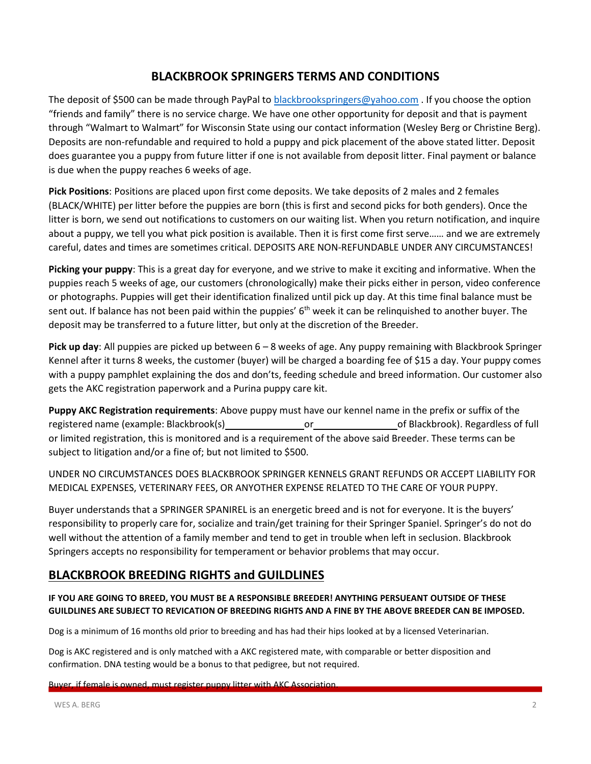## BLACKBROOK SPRINGERS TERMS AND CONDITIONS

The deposit of $500 can be made through PayPal to blackbrookspringers@yahoo.com . If you choose the option "friends and family" there is no service charge. We have one other opportunity for deposit and that is payment through "Walmart to Walmart" for Wisconsin State using our contact information (Wesley Berg or Christine Berg). Deposits are non-refundable and required to hold a puppy and pick placement of the above stated litter. Deposit does guarantee you a puppy from future litter if one is not available from deposit litter. Final payment or balance is due when the puppy reaches 6 weeks of age.

**Pick Positions**: Positions are placed upon first come deposits. We take deposits of 2 males and 2 females (BLACK/WHITE) per litter before the puppies are born (this is first and second picks for both genders). Once the litter is born, we send out notifications to customers on our waiting list. When you return notification, and inquire about a puppy, we tell you what pick position is available. Then it is first come first serve…… and we are extremely careful, dates and times are sometimes critical. DEPOSITS ARE NON-REFUNDABLE UNDER ANY CIRCUMSTANCES!

**Picking your puppy**: This is a great day for everyone, and we strive to make it exciting and informative. When the puppies reach 5 weeks of age, our customers (chronologically) make their picks either in person, video conference or photographs. Puppies will get their identification finalized until pick up day. At this time final balance must be sent out. If balance has not been paid within the puppies' 6th week it can be relinquished to another buyer. The deposit may be transferred to a future litter, but only at the discretion of the Breeder.

**Pick up day**: All puppies are picked up between 6 – 8 weeks of age. Any puppy remaining with Blackbrook Springer Kennel after it turns 8 weeks, the customer (buyer) will be charged a boarding fee of $15 a day. Your puppy comes with a puppy pamphlet explaining the dos and don'ts, feeding schedule and breed information. Our customer also gets the AKC registration paperwork and a Purina puppy care kit.

**Puppy AKC Registration requirements**: Above puppy must have our kennel name in the prefix or suffix of the registered name (example: Blackbrook(s)\_\_\_\_\_\_\_\_\_\_\_\_\_\_\_ or \_\_\_\_\_\_\_\_\_\_\_\_\_\_\_\_ of Blackbrook). Regardless of full or limited registration, this is monitored and is a requirement of the above said Breeder. These terms can be subject to litigation and/or a fine of; but not limited to $500.

UNDER NO CIRCUMSTANCES DOES BLACKBROOK SPRINGER KENNELS GRANT REFUNDS OR ACCEPT LIABILITY FOR MEDICAL EXPENSES, VETERINARY FEES, OR ANYOTHER EXPENSE RELATED TO THE CARE OF YOUR PUPPY.

Buyer understands that a SPRINGER SPANIREL is an energetic breed and is not for everyone. It is the buyers' responsibility to properly care for, socialize and train/get training for their Springer Spaniel. Springer's do not do well without the attention of a family member and tend to get in trouble when left in seclusion. Blackbrook Springers accepts no responsibility for temperament or behavior problems that may occur.

## <u>BLACKBROOK BREEDING RIGHTS and GUILDLINES</u>

**IF YOU ARE GOING TO BREED, YOU MUST BE A RESPONSIBLE BREEDER! ANYTHING PERSUEANT OUTSIDE OF THESE GUILDLINES ARE SUBJECT TO REVICATION OF BREEDING RIGHTS AND A FINE BY THE ABOVE BREEDER CAN BE IMPOSED.**

Dog is a minimum of 16 months old prior to breeding and has had their hips looked at by a licensed Veterinarian.

Dog is AKC registered and is only matched with a AKC registered mate, with comparable or better disposition and confirmation. DNA testing would be a bonus to that pedigree, but not required.

Buyer, if female is owned, must register puppy litter with AKC Association.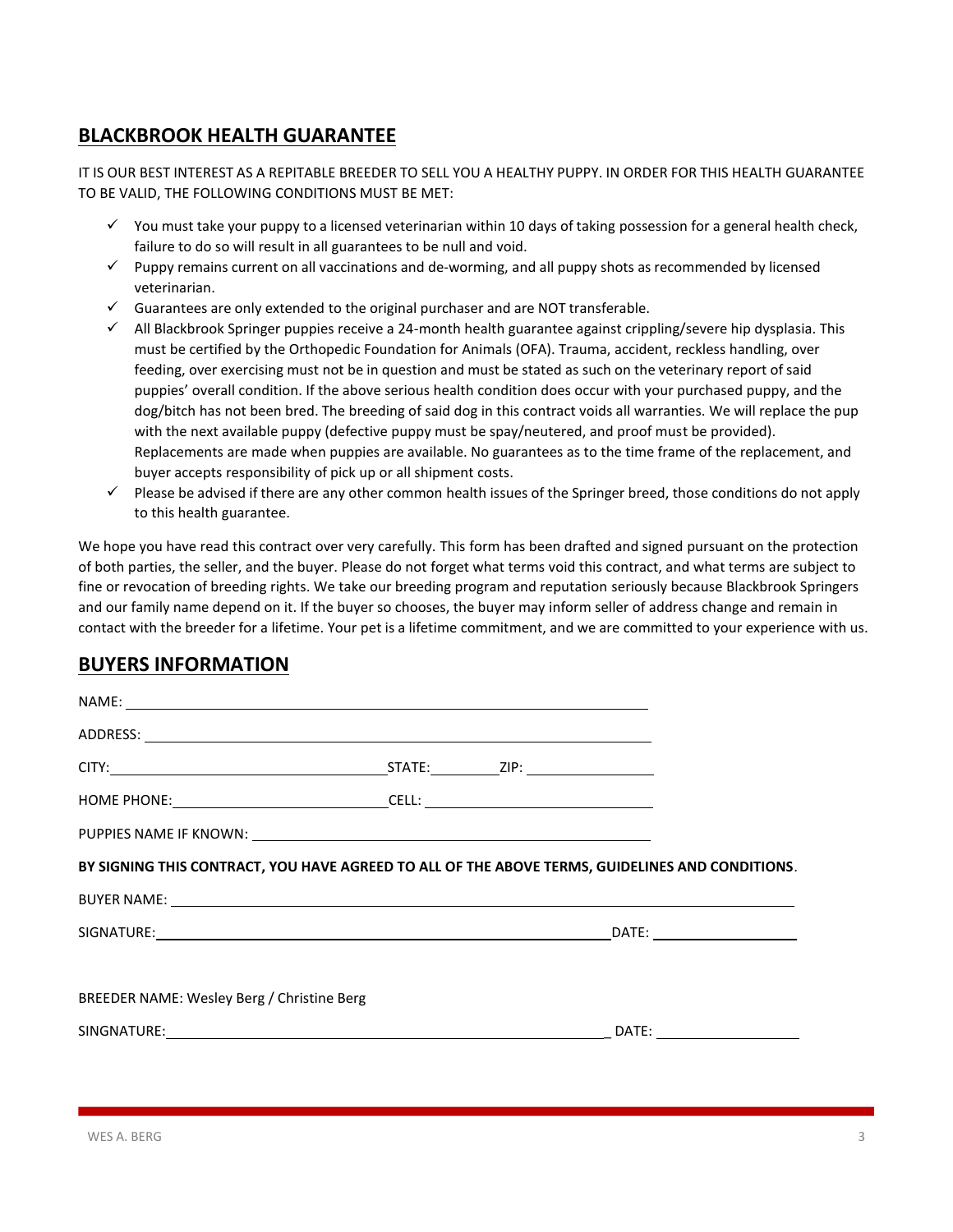## BLACKBROOK HEALTH GUARANTEE

IT IS OUR BEST INTEREST AS A REPITABLE BREEDER TO SELL YOU A HEALTHY PUPPY. IN ORDER FOR THIS HEALTH GUARANTEE TO BE VALID, THE FOLLOWING CONDITIONS MUST BE MET:

- ✓ You must take your puppy to a licensed veterinarian within 10 days of taking possession for a general health check, failure to do so will result in all guarantees to be null and void.
- ✓ Puppy remains current on all vaccinations and de-worming, and all puppy shots as recommended by licensed veterinarian.
- ✓ Guarantees are only extended to the original purchaser and are NOT transferable.
- ✓ All Blackbrook Springer puppies receive a 24-month health guarantee against crippling/severe hip dysplasia. This must be certified by the Orthopedic Foundation for Animals (OFA). Trauma, accident, reckless handling, over feeding, over exercising must not be in question and must be stated as such on the veterinary report of said puppies' overall condition. If the above serious health condition does occur with your purchased puppy, and the dog/bitch has not been bred. The breeding of said dog in this contract voids all warranties. We will replace the pup with the next available puppy (defective puppy must be spay/neutered, and proof must be provided). Replacements are made when puppies are available. No guarantees as to the time frame of the replacement, and buyer accepts responsibility of pick up or all shipment costs.
- ✓ Please be advised if there are any other common health issues of the Springer breed, those conditions do not apply to this health guarantee.

We hope you have read this contract over very carefully. This form has been drafted and signed pursuant on the protection of both parties, the seller, and the buyer. Please do not forget what terms void this contract, and what terms are subject to fine or revocation of breeding rights. We take our breeding program and reputation seriously because Blackbrook Springers and our family name depend on it. If the buyer so chooses, the buyer may inform seller of address change and remain in contact with the breeder for a lifetime. Your pet is a lifetime commitment, and we are committed to your experience with us.

## BUYERS INFORMATION

NAME: ______________________________

ADDRESS: ______________________________

CITY: ____________________ STATE: ________ ZIP: ____________

HOME PHONE: ____________________ CELL: ____________________

PUPPIES NAME IF KNOWN: ______________________________

**BY SIGNING THIS CONTRACT, YOU HAVE AGREED TO ALL OF THE ABOVE TERMS, GUIDELINES AND CONDITIONS**.

BUYER NAME: ______________________________

SIGNATURE: ______________________________ DATE: ____________

BREEDER NAME: Wesley Berg / Christine Berg

SINGNATURE: ______________________________ DATE: ____________